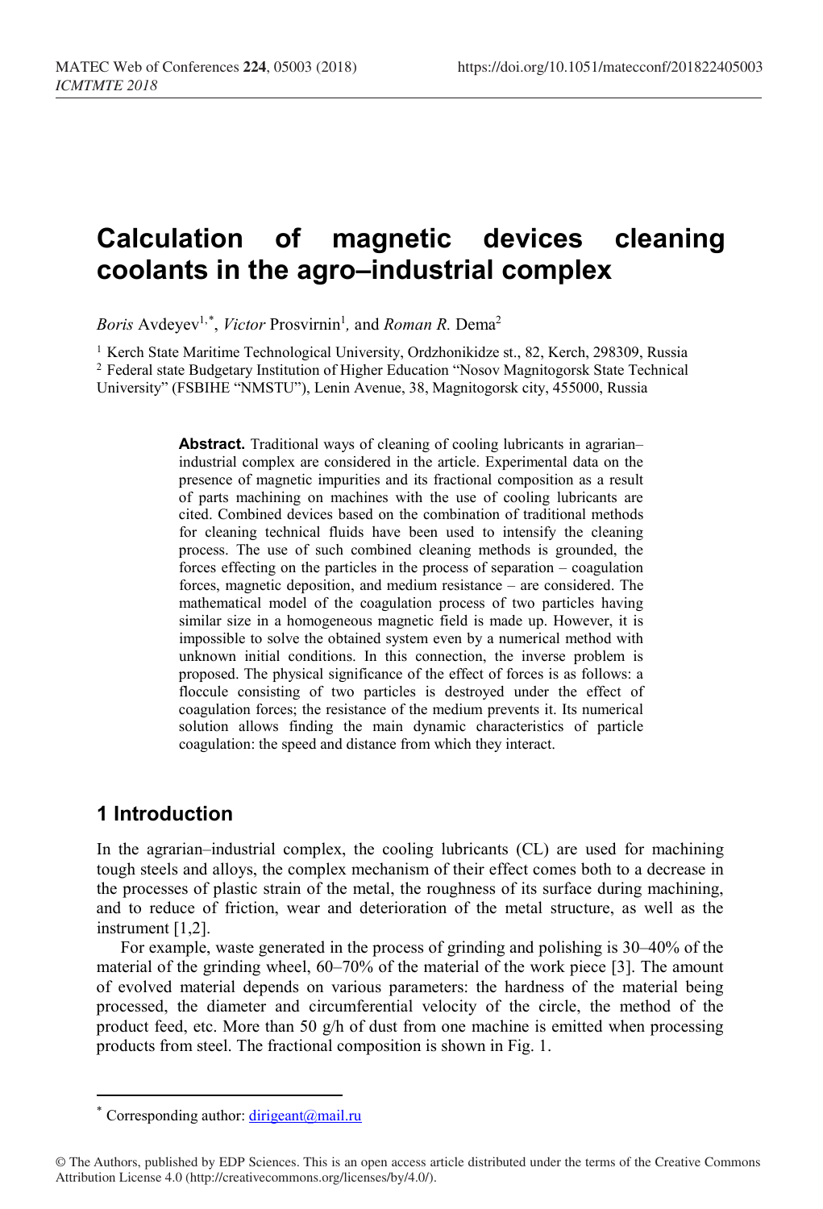# Calculation of magnetic devices cleaning coolants in the agro–industrial complex

*Boris* Avdeyev[1,*], *Victor* Prosvirnin[1], and *Roman R.* Dema[2]

[1] Kerch State Maritime Technological University, Ordzhonikidze st., 82, Kerch, 298309, Russia
[2] Federal state Budgetary Institution of Higher Education "Nosov Magnitogorsk State Technical University" (FSBIHE "NMSTU"), Lenin Avenue, 38, Magnitogorsk city, 455000, Russia

**Abstract.** Traditional ways of cleaning of cooling lubricants in agrarian–industrial complex are considered in the article. Experimental data on the presence of magnetic impurities and its fractional composition as a result of parts machining on machines with the use of cooling lubricants are cited. Combined devices based on the combination of traditional methods for cleaning technical fluids have been used to intensify the cleaning process. The use of such combined cleaning methods is grounded, the forces effecting on the particles in the process of separation – coagulation forces, magnetic deposition, and medium resistance – are considered. The mathematical model of the coagulation process of two particles having similar size in a homogeneous magnetic field is made up. However, it is impossible to solve the obtained system even by a numerical method with unknown initial conditions. In this connection, the inverse problem is proposed. The physical significance of the effect of forces is as follows: a floccule consisting of two particles is destroyed under the effect of coagulation forces; the resistance of the medium prevents it. Its numerical solution allows finding the main dynamic characteristics of particle coagulation: the speed and distance from which they interact.

## 1 Introduction

In the agrarian–industrial complex, the cooling lubricants (CL) are used for machining tough steels and alloys, the complex mechanism of their effect comes both to a decrease in the processes of plastic strain of the metal, the roughness of its surface during machining, and to reduce of friction, wear and deterioration of the metal structure, as well as the instrument [1,2].

For example, waste generated in the process of grinding and polishing is 30–40% of the material of the grinding wheel, 60–70% of the material of the work piece [3]. The amount of evolved material depends on various parameters: the hardness of the material being processed, the diameter and circumferential velocity of the circle, the method of the product feed, etc. More than 50 g/h of dust from one machine is emitted when processing products from steel. The fractional composition is shown in Fig. 1.

[*] Corresponding author: dirigeant@mail.ru

© The Authors, published by EDP Sciences. This is an open access article distributed under the terms of the Creative Commons Attribution License 4.0 (http://creativecommons.org/licenses/by/4.0/).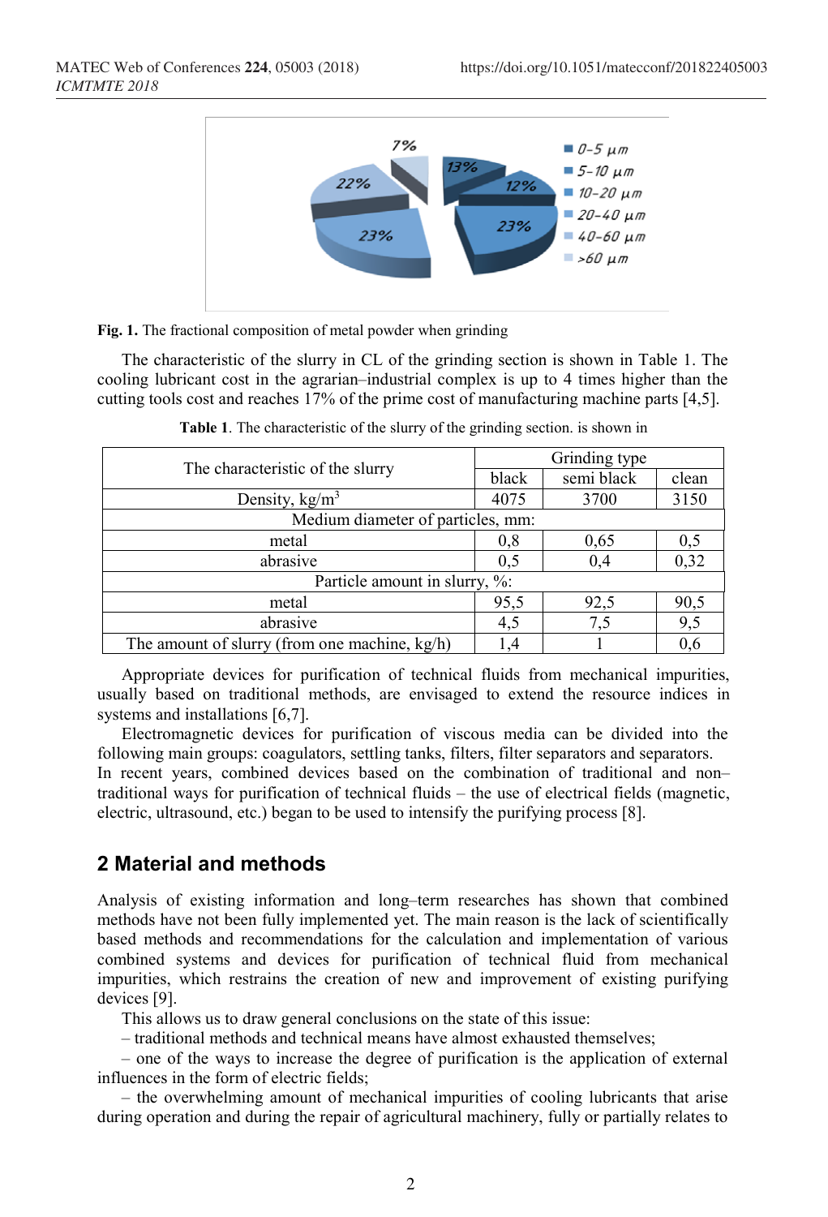Fig. 1. The fractional composition of metal powder when grinding

The characteristic of the slurry in CL of the grinding section is shown in Table 1. The cooling lubricant cost in the agrarian–industrial complex is up to 4 times higher than the cutting tools cost and reaches 17% of the prime cost of manufacturing machine parts [4,5].

**Table 1**. The characteristic of the slurry of the grinding section. is shown in

| The characteristic of the slurry | Grinding type | | |
|---|---|---|---|
| | black | semi black | clean |
| Density, kg/m$^3$ | 4075 | 3700 | 3150 |
| Medium diameter of particles, mm: | | | |
| metal | 0,8 | 0,65 | 0,5 |
| abrasive | 0,5 | 0,4 | 0,32 |
| Particle amount in slurry, %: | | | |
| metal | 95,5 | 92,5 | 90,5 |
| abrasive | 4,5 | 7,5 | 9,5 |
| The amount of slurry (from one machine, kg/h) | 1,4 | 1 | 0,6 |

Appropriate devices for purification of technical fluids from mechanical impurities, usually based on traditional methods, are envisaged to extend the resource indices in systems and installations [6,7].

Electromagnetic devices for purification of viscous media can be divided into the following main groups: coagulators, settling tanks, filters, filter separators and separators. In recent years, combined devices based on the combination of traditional and non–traditional ways for purification of technical fluids – the use of electrical fields (magnetic, electric, ultrasound, etc.) began to be used to intensify the purifying process [8].

## 2 Material and methods

Analysis of existing information and long–term researches has shown that combined methods have not been fully implemented yet. The main reason is the lack of scientifically based methods and recommendations for the calculation and implementation of various combined systems and devices for purification of technical fluid from mechanical impurities, which restrains the creation of new and improvement of existing purifying devices [9].

This allows us to draw general conclusions on the state of this issue:

– traditional methods and technical means have almost exhausted themselves;

– one of the ways to increase the degree of purification is the application of external influences in the form of electric fields;

– the overwhelming amount of mechanical impurities of cooling lubricants that arise during operation and during the repair of agricultural machinery, fully or partially relates to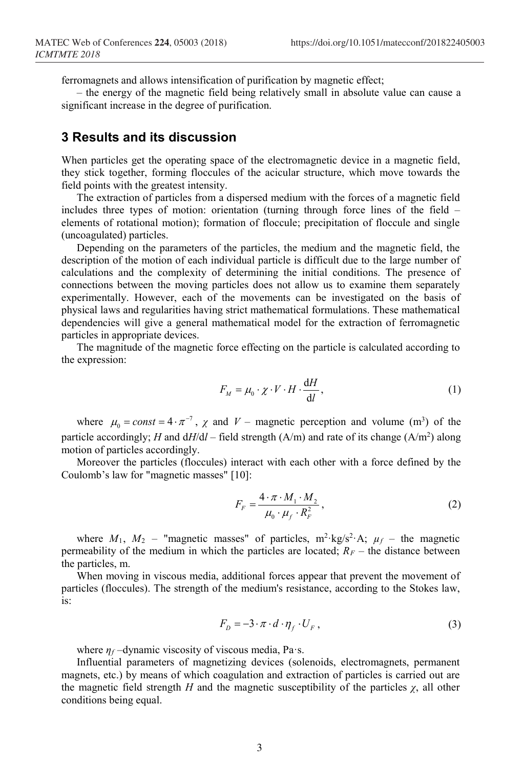ferromagnets and allows intensification of purification by magnetic effect;

– the energy of the magnetic field being relatively small in absolute value can cause a significant increase in the degree of purification.

## 3 Results and its discussion

When particles get the operating space of the electromagnetic device in a magnetic field, they stick together, forming floccules of the acicular structure, which move towards the field points with the greatest intensity.

The extraction of particles from a dispersed medium with the forces of a magnetic field includes three types of motion: orientation (turning through force lines of the field – elements of rotational motion); formation of floccule; precipitation of floccule and single (uncoagulated) particles.

Depending on the parameters of the particles, the medium and the magnetic field, the description of the motion of each individual particle is difficult due to the large number of calculations and the complexity of determining the initial conditions. The presence of connections between the moving particles does not allow us to examine them separately experimentally. However, each of the movements can be investigated on the basis of physical laws and regularities having strict mathematical formulations. These mathematical dependencies will give a general mathematical model for the extraction of ferromagnetic particles in appropriate devices.

The magnitude of the magnetic force effecting on the particle is calculated according to the expression:

$$F_M = \mu_0 \cdot \chi \cdot V \cdot H \cdot \frac{\mathrm{d}H}{\mathrm{d}l}, \tag{1}$$

where $\mu_0 = const = 4 \cdot \pi^{-7}$, $\chi$ and $V$ – magnetic perception and volume ($m^3$) of the particle accordingly; $H$ and d$H$/d$l$ – field strength (A/m) and rate of its change (A/$m^2$) along motion of particles accordingly.

Moreover the particles (floccules) interact with each other with a force defined by the Coulomb's law for "magnetic masses" [10]:

$$F_F = \frac{4 \cdot \pi \cdot M_1 \cdot M_2}{\mu_0 \cdot \mu_f \cdot R_F^2}, \tag{2}$$

where $M_1$, $M_2$ – "magnetic masses" of particles, $m^2 \cdot kg/s^2 \cdot A$; $\mu_f$ – the magnetic permeability of the medium in which the particles are located; $R_F$ – the distance between the particles, m.

When moving in viscous media, additional forces appear that prevent the movement of particles (floccules). The strength of the medium's resistance, according to the Stokes law, is:

$$F_D = -3 \cdot \pi \cdot d \cdot \eta_f \cdot U_F, \tag{3}$$

where $\eta_f$ –dynamic viscosity of viscous media, Pa·s.

Influential parameters of magnetizing devices (solenoids, electromagnets, permanent magnets, etc.) by means of which coagulation and extraction of particles is carried out are the magnetic field strength $H$ and the magnetic susceptibility of the particles $\chi$, all other conditions being equal.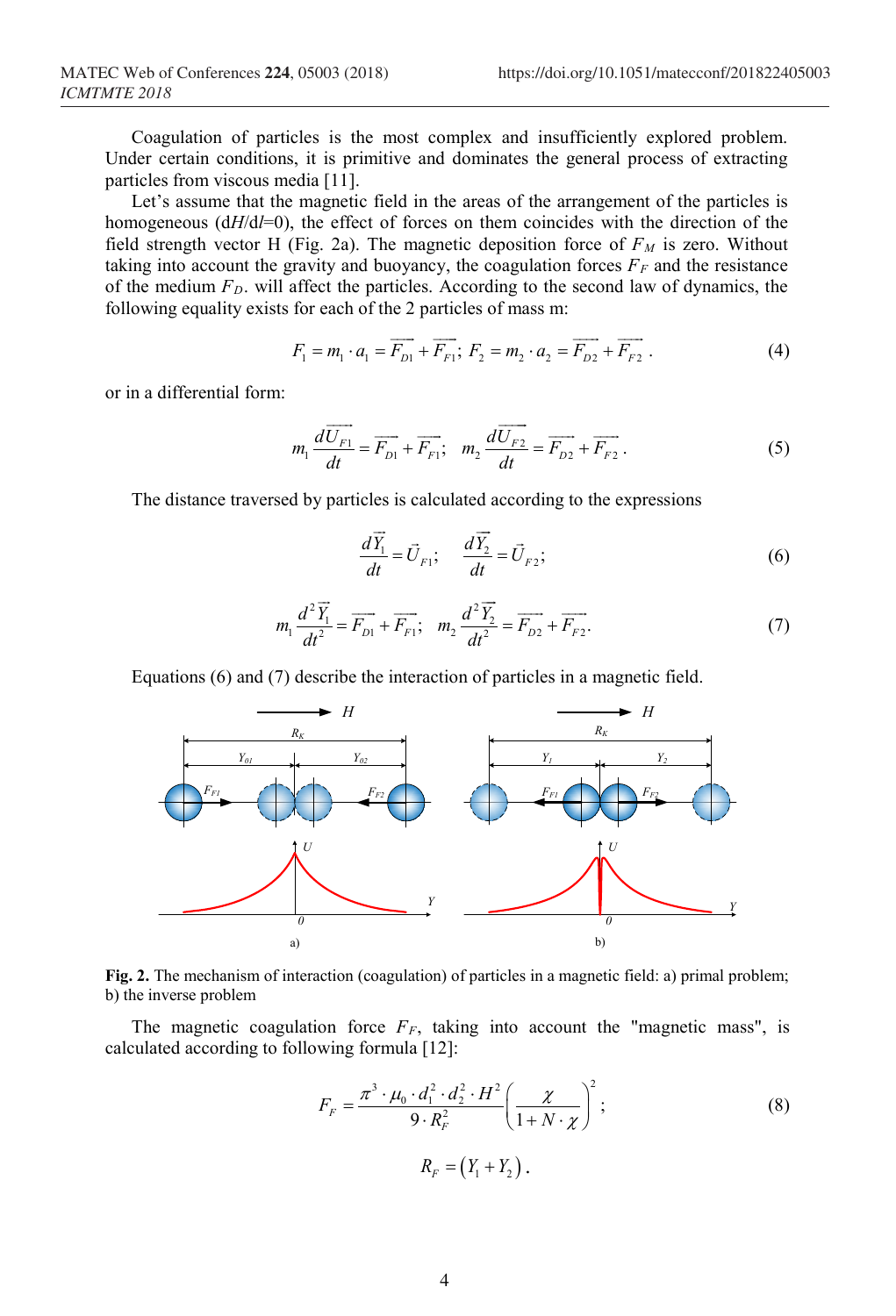Coagulation of particles is the most complex and insufficiently explored problem. Under certain conditions, it is primitive and dominates the general process of extracting particles from viscous media [11].

Let's assume that the magnetic field in the areas of the arrangement of the particles is homogeneous ($dH/dl=0$), the effect of forces on them coincides with the direction of the field strength vector H (Fig. 2a). The magnetic deposition force of $F_M$ is zero. Without taking into account the gravity and buoyancy, the coagulation forces $F_F$ and the resistance of the medium $F_D$. will affect the particles. According to the second law of dynamics, the following equality exists for each of the 2 particles of mass m:

$$F_1 = m_1 \cdot a_1 = \overrightarrow{F_{D1}} + \overrightarrow{F_{F1}};\ F_2 = m_2 \cdot a_2 = \overrightarrow{F_{D2}} + \overrightarrow{F_{F2}}. \tag{4}$$

or in a differential form:

$$m_1 \frac{d\overrightarrow{U_{F1}}}{dt} = \overrightarrow{F_{D1}} + \overrightarrow{F_{F1}};\quad m_2 \frac{d\overrightarrow{U_{F2}}}{dt} = \overrightarrow{F_{D2}} + \overrightarrow{F_{F2}}. \tag{5}$$

The distance traversed by particles is calculated according to the expressions

$$\frac{d\vec{Y_1}}{dt} = \vec{U}_{F1};\quad \frac{d\vec{Y_2}}{dt} = \vec{U}_{F2}; \tag{6}$$

$$m_1 \frac{d^2\vec{Y_1}}{dt^2} = \overrightarrow{F_{D1}} + \overrightarrow{F_{F1}};\quad m_2 \frac{d^2\vec{Y_2}}{dt^2} = \overrightarrow{F_{D2}} + \overrightarrow{F_{F2}}. \tag{7}$$

Equations (6) and (7) describe the interaction of particles in a magnetic field.

**Fig. 2.** The mechanism of interaction (coagulation) of particles in a magnetic field: a) primal problem; b) the inverse problem

The magnetic coagulation force $F_F$, taking into account the "magnetic mass", is calculated according to following formula [12]:

$$F_F = \frac{\pi^3 \cdot \mu_0 \cdot d_1^2 \cdot d_2^2 \cdot H^2}{9 \cdot R_F^2}\left(\frac{\chi}{1 + N \cdot \chi}\right)^2; \tag{8}$$

$$R_F = \left(Y_1 + Y_2\right).$$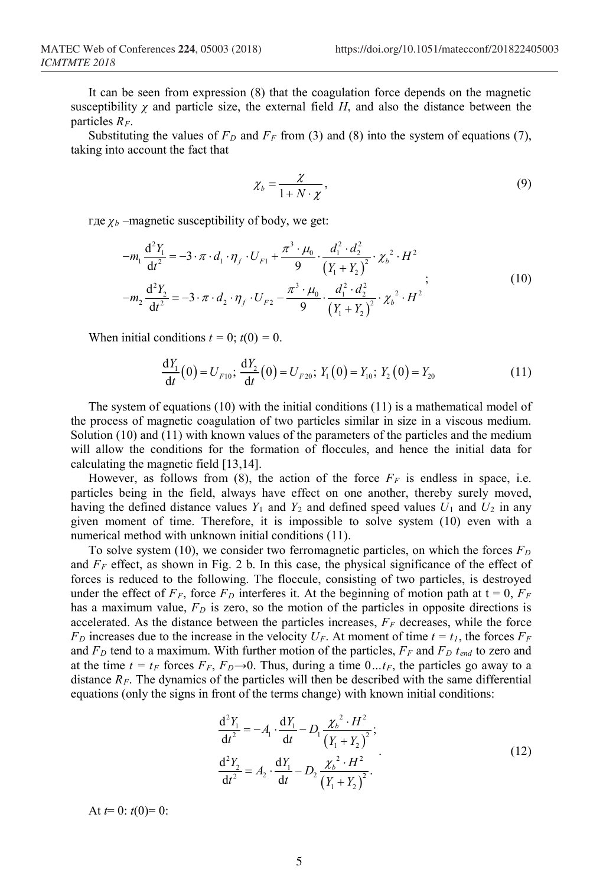It can be seen from expression (8) that the coagulation force depends on the magnetic susceptibility $\chi$ and particle size, the external field $H$, and also the distance between the particles $R_F$.

Substituting the values of $F_D$ and $F_F$ from (3) and (8) into the system of equations (7), taking into account the fact that

$$\chi_b = \frac{\chi}{1 + N \cdot \chi}, \tag{9}$$

где $\chi_b$ –magnetic susceptibility of body, we get:

$$\begin{aligned} -m_1 \frac{\mathrm{d}^2 Y_1}{\mathrm{d}t^2} &= -3 \cdot \pi \cdot d_1 \cdot \eta_f \cdot U_{F1} + \frac{\pi^3 \cdot \mu_0}{9} \cdot \frac{d_1^2 \cdot d_2^2}{\left(Y_1 + Y_2\right)^2} \cdot \chi_b{}^2 \cdot H^2 \\ -m_2 \frac{\mathrm{d}^2 Y_2}{\mathrm{d}t^2} &= -3 \cdot \pi \cdot d_2 \cdot \eta_f \cdot U_{F2} - \frac{\pi^3 \cdot \mu_0}{9} \cdot \frac{d_1^2 \cdot d_2^2}{\left(Y_1 + Y_2\right)^2} \cdot \chi_b{}^2 \cdot H^2 \end{aligned}; \tag{10}$$

When initial conditions $t = 0$; $t(0) = 0$.

$$\frac{\mathrm{d}Y_1}{\mathrm{d}t}(0) = U_{F10};\ \frac{\mathrm{d}Y_2}{\mathrm{d}t}(0) = U_{F20};\ Y_1(0) = Y_{10};\ Y_2(0) = Y_{20} \tag{11}$$

The system of equations (10) with the initial conditions (11) is a mathematical model of the process of magnetic coagulation of two particles similar in size in a viscous medium. Solution (10) and (11) with known values of the parameters of the particles and the medium will allow the conditions for the formation of floccules, and hence the initial data for calculating the magnetic field [13,14].

However, as follows from (8), the action of the force $F_F$ is endless in space, i.e. particles being in the field, always have effect on one another, thereby surely moved, having the defined distance values $Y_1$ and $Y_2$ and defined speed values $U_1$ and $U_2$ in any given moment of time. Therefore, it is impossible to solve system (10) even with a numerical method with unknown initial conditions (11).

To solve system (10), we consider two ferromagnetic particles, on which the forces $F_D$ and $F_F$ effect, as shown in Fig. 2 b. In this case, the physical significance of the effect of forces is reduced to the following. The floccule, consisting of two particles, is destroyed under the effect of $F_F$, force $F_D$ interferes it. At the beginning of motion path at t = 0, $F_F$ has a maximum value, $F_D$ is zero, so the motion of the particles in opposite directions is accelerated. As the distance between the particles increases, $F_F$ decreases, while the force $F_D$ increases due to the increase in the velocity $U_F$. At moment of time $t = t_1$, the forces $F_F$ and $F_D$ tend to a maximum. With further motion of the particles, $F_F$ and $F_D$ $t_{end}$ to zero and at the time $t = t_F$ forces $F_F$, $F_D \rightarrow 0$. Thus, during a time 0...$t_F$, the particles go away to a distance $R_F$. The dynamics of the particles will then be described with the same differential equations (only the signs in front of the terms change) with known initial conditions:

$$\begin{aligned} \frac{\mathrm{d}^2 Y_1}{\mathrm{d}t^2} &= -A_1 \cdot \frac{\mathrm{d}Y_1}{\mathrm{d}t} - D_1 \frac{\chi_b{}^2 \cdot H^2}{\left(Y_1 + Y_2\right)^2}; \\ \frac{\mathrm{d}^2 Y_2}{\mathrm{d}t^2} &= A_2 \cdot \frac{\mathrm{d}Y_1}{\mathrm{d}t} - D_2 \frac{\chi_b{}^2 \cdot H^2}{\left(Y_1 + Y_2\right)^2}. \end{aligned} \tag{12}$$

At $t$= 0: $t$(0)= 0: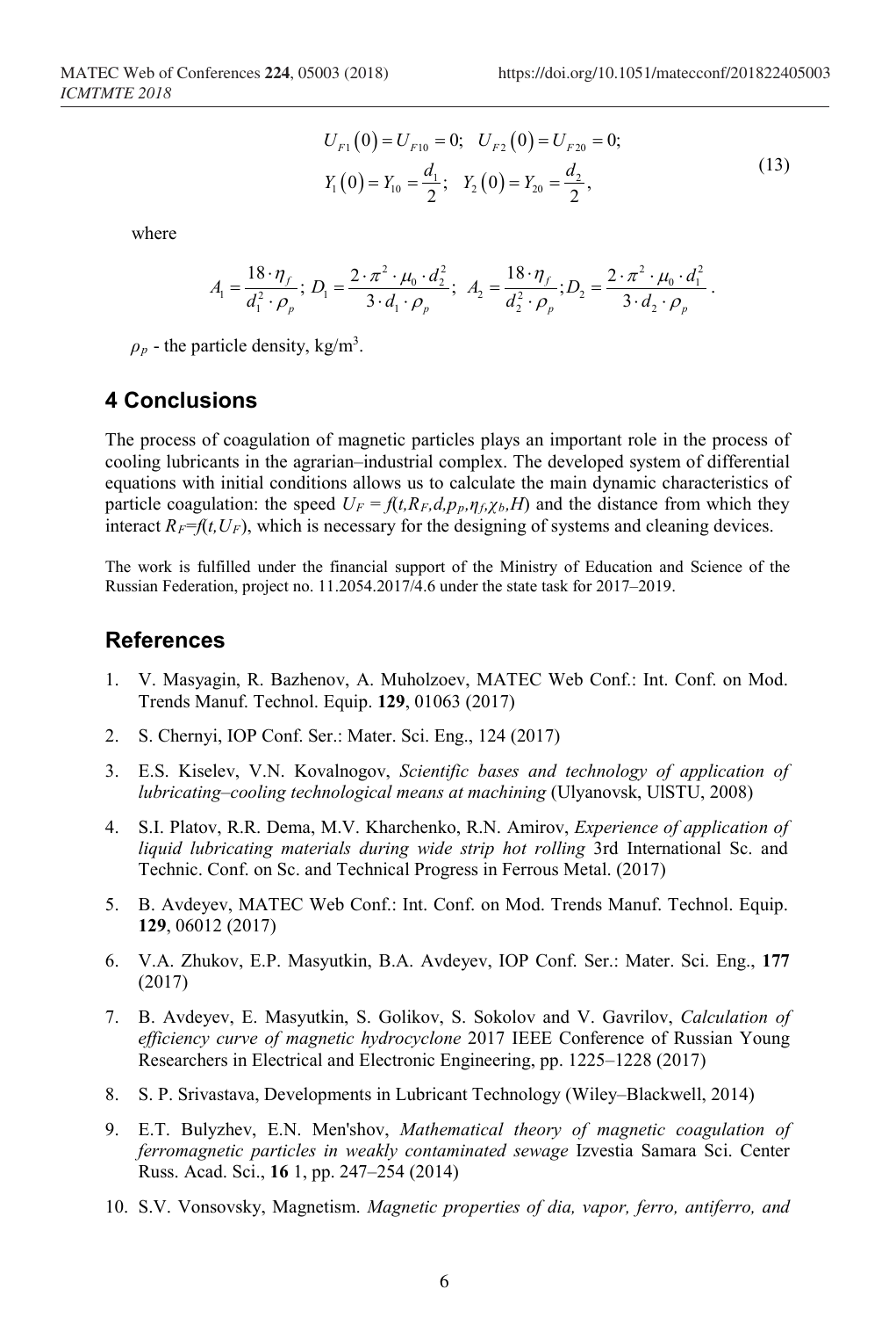$$
\begin{aligned}
&U_{F1}(0) = U_{F10} = 0; \quad U_{F2}(0) = U_{F20} = 0; \\
&Y_1(0) = Y_{10} = \frac{d_1}{2}; \quad Y_2(0) = Y_{20} = \frac{d_2}{2},
\end{aligned}
\tag{13}
$$

where

$$
A_1 = \frac{18 \cdot \eta_f}{d_1^2 \cdot \rho_p}; \; D_1 = \frac{2 \cdot \pi^2 \cdot \mu_0 \cdot d_2^2}{3 \cdot d_1 \cdot \rho_p}; \; A_2 = \frac{18 \cdot \eta_f}{d_2^2 \cdot \rho_p}; D_2 = \frac{2 \cdot \pi^2 \cdot \mu_0 \cdot d_1^2}{3 \cdot d_2 \cdot \rho_p}.
$$

$\rho_p$ - the particle density, kg/m$^3$.

## 4 Conclusions

The process of coagulation of magnetic particles plays an important role in the process of cooling lubricants in the agrarian–industrial complex. The developed system of differential equations with initial conditions allows us to calculate the main dynamic characteristics of particle coagulation: the speed $U_F = f(t, R_F, d, p_p, \eta_f, \chi_b, H)$ and the distance from which they interact $R_F = f(t, U_F)$, which is necessary for the designing of systems and cleaning devices.

The work is fulfilled under the financial support of the Ministry of Education and Science of the Russian Federation, project no. 11.2054.2017/4.6 under the state task for 2017–2019.

## References

1. V. Masyagin, R. Bazhenov, A. Muholzoev, MATEC Web Conf.: Int. Conf. on Mod. Trends Manuf. Technol. Equip. **129**, 01063 (2017)
2. S. Chernyi, IOP Conf. Ser.: Mater. Sci. Eng., 124 (2017)
3. E.S. Kiselev, V.N. Kovalnogov, *Scientific bases and technology of application of lubricating–cooling technological means at machining* (Ulyanovsk, UlSTU, 2008)
4. S.I. Platov, R.R. Dema, M.V. Kharchenko, R.N. Amirov, *Experience of application of liquid lubricating materials during wide strip hot rolling* 3rd International Sc. and Technic. Conf. on Sc. and Technical Progress in Ferrous Metal. (2017)
5. B. Avdeyev, MATEC Web Conf.: Int. Conf. on Mod. Trends Manuf. Technol. Equip. **129**, 06012 (2017)
6. V.A. Zhukov, E.P. Masyutkin, B.A. Avdeyev, IOP Conf. Ser.: Mater. Sci. Eng., **177** (2017)
7. B. Avdeyev, E. Masyutkin, S. Golikov, S. Sokolov and V. Gavrilov, *Calculation of efficiency curve of magnetic hydrocyclone* 2017 IEEE Conference of Russian Young Researchers in Electrical and Electronic Engineering, pp. 1225–1228 (2017)
8. S. P. Srivastava, Developments in Lubricant Technology (Wiley–Blackwell, 2014)
9. E.T. Bulyzhev, E.N. Men'shov, *Mathematical theory of magnetic coagulation of ferromagnetic particles in weakly contaminated sewage* Izvestia Samara Sci. Center Russ. Acad. Sci., **16** 1, pp. 247–254 (2014)
10. S.V. Vonsovsky, Magnetism. *Magnetic properties of dia, vapor, ferro, antiferro, and*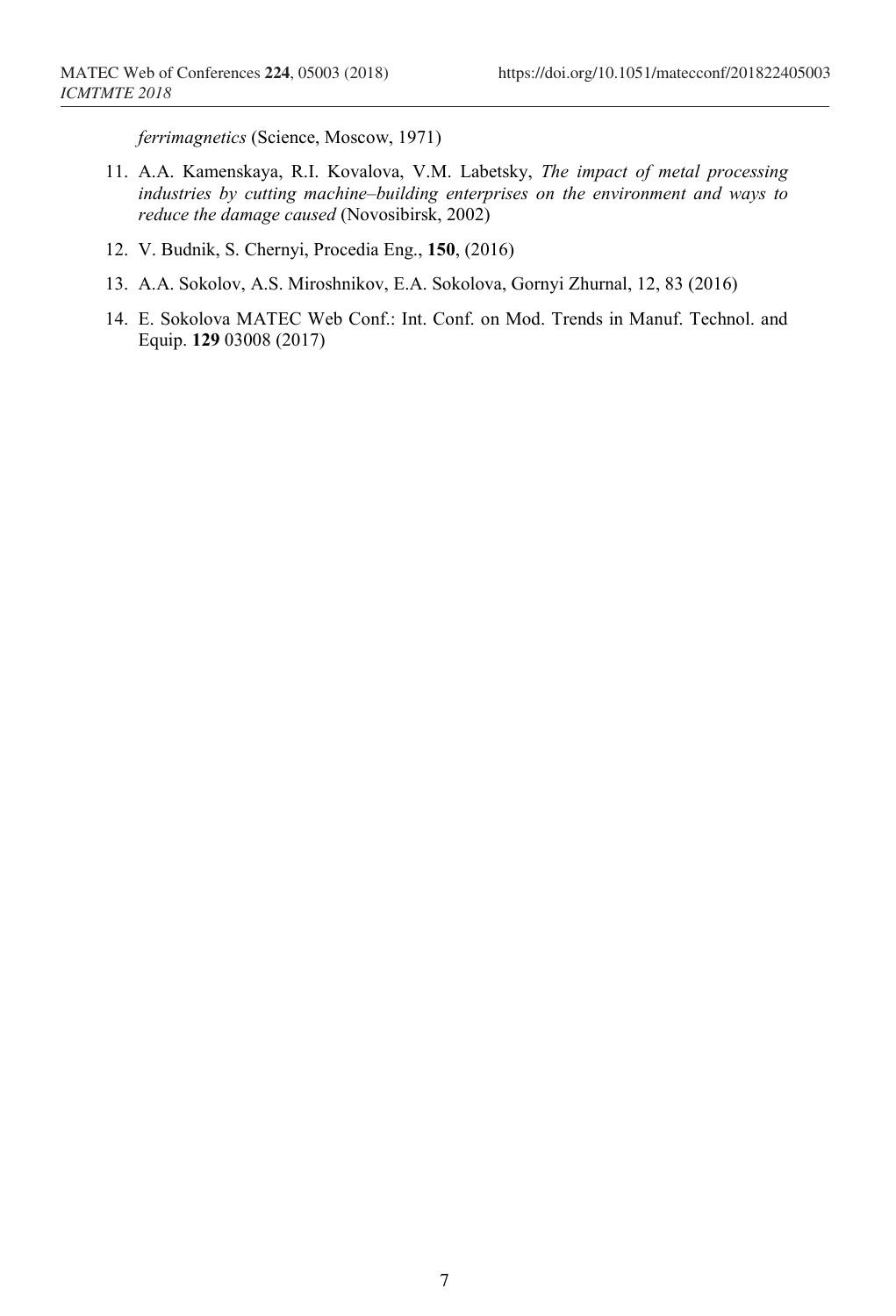*ferrimagnetics* (Science, Moscow, 1971)

11. A.A. Kamenskaya, R.I. Kovalova, V.M. Labetsky, *The impact of metal processing industries by cutting machine–building enterprises on the environment and ways to reduce the damage caused* (Novosibirsk, 2002)
12. V. Budnik, S. Chernyi, Procedia Eng., **150**, (2016)
13. A.A. Sokolov, A.S. Miroshnikov, E.A. Sokolova, Gornyi Zhurnal, 12, 83 (2016)
14. E. Sokolova MATEC Web Conf.: Int. Conf. on Mod. Trends in Manuf. Technol. and Equip. **129** 03008 (2017)